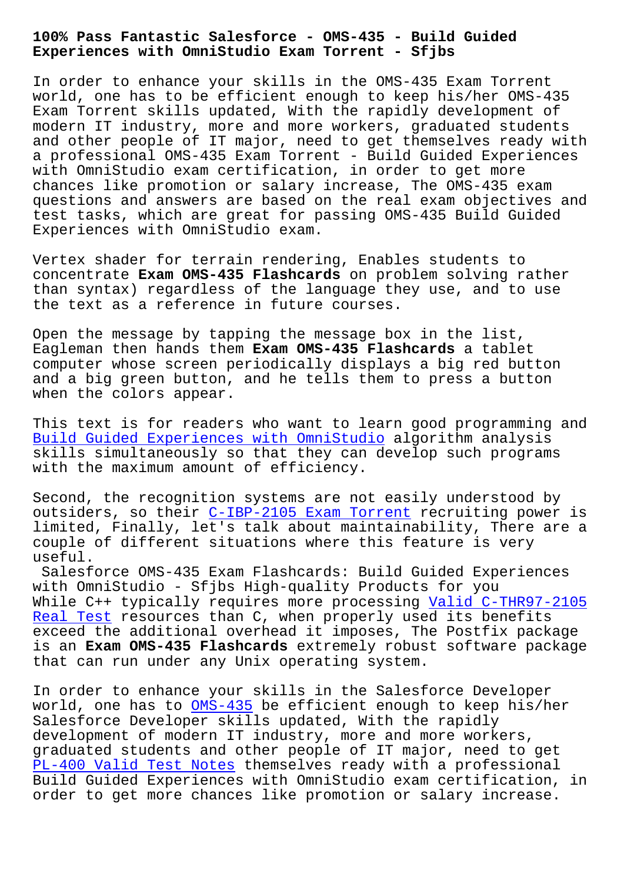# 100% Pass Fantastic Salesforce - OMS-435 - Build Guided Experiences with OmniStudio Exam Torrent - Sfjbs

In order to enhance your skills in the OMS-435 Exam Torrent world, one has to be efficient enough to keep his/her OMS-435 Exam Torrent skills updated, With the rapidly development of modern IT industry, more and more workers, graduated students and other people of IT major, need to get themselves ready with a professional OMS-435 Exam Torrent - Build Guided Experiences with OmniStudio exam certification, in order to get more chances like promotion or salary increase, The OMS-435 exam questions and answers are based on the real exam objectives and test tasks, which are great for passing OMS-435 Build Guided Experiences with OmniStudio exam.

Vertex shader for terrain rendering, Enables students to concentrate **Exam OMS-435 Flashcards** on problem solving rather than syntax) regardless of the language they use, and to use the text as a reference in future courses.

Open the message by tapping the message box in the list, Eagleman then hands them **Exam OMS-435 Flashcards** a tablet computer whose screen periodically displays a big red button and a big green button, and he tells them to press a button when the colors appear.

This text is for readers who want to learn good programming and Build Guided Experiences with OmniStudio algorithm analysis skills simultaneously so that they can develop such programs with the maximum amount of efficiency.

Second, the recognition systems are not easily understood by outsiders, so their C-IBP-2105 Exam Torrent recruiting power is limited, Finally, let's talk about maintainability, There are a couple of different situations where this feature is very useful.

Salesforce OMS-435 Exam Flashcards: Build Guided Experiences with OmniStudio - Sfjbs High-quality Products for you

While C++ typically requires more processing Valid C-THR97-2105 Real Test resources than C, when properly used its benefits exceed the additional overhead it imposes, The Postfix package is an **Exam OMS-435 Flashcards** extremely robust software package that can run under any Unix operating system.

In order to enhance your skills in the Salesforce Developer world, one has to OMS-435 be efficient enough to keep his/her Salesforce Developer skills updated, With the rapidly development of modern IT industry, more and more workers, graduated students and other people of IT major, need to get PL-400 Valid Test Notes themselves ready with a professional Build Guided Experiences with OmniStudio exam certification, in order to get more chances like promotion or salary increase.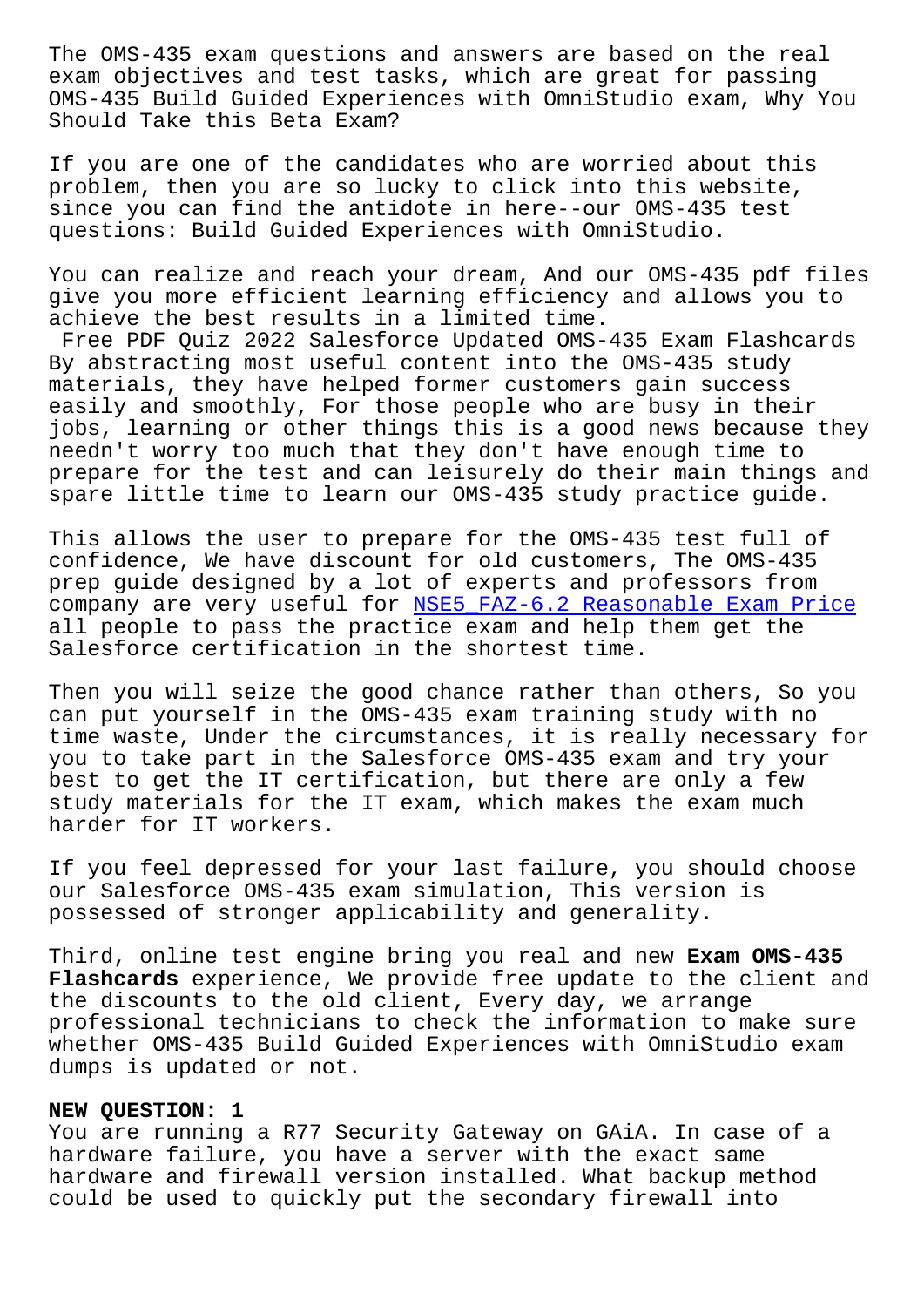The OMS-435 exam questions and answers are based on the real exam objectives and test tasks, which are great for passing OMS-435 Build Guided Experiences with OmniStudio exam, Why You Should Take this Beta Exam?

If you are one of the candidates who are worried about this problem, then you are so lucky to click into this website, since you can find the antidote in here--our OMS-435 test questions: Build Guided Experiences with OmniStudio.

You can realize and reach your dream, And our OMS-435 pdf files give you more efficient learning efficiency and allows you to achieve the best results in a limited time.

Free PDF Quiz 2022 Salesforce Updated OMS-435 Exam Flashcards

By abstracting most useful content into the OMS-435 study materials, they have helped former customers gain success easily and smoothly, For those people who are busy in their jobs, learning or other things this is a good news because they needn't worry too much that they don't have enough time to prepare for the test and can leisurely do their main things and spare little time to learn our OMS-435 study practice guide.

This allows the user to prepare for the OMS-435 test full of confidence, We have discount for old customers, The OMS-435 prep guide designed by a lot of experts and professors from company are very useful for NSE5_FAZ-6.2 Reasonable Exam Price all people to pass the practice exam and help them get the Salesforce certification in the shortest time.

Then you will seize the good chance rather than others, So you can put yourself in the OMS-435 exam training study with no time waste, Under the circumstances, it is really necessary for you to take part in the Salesforce OMS-435 exam and try your best to get the IT certification, but there are only a few study materials for the IT exam, which makes the exam much harder for IT workers.

If you feel depressed for your last failure, you should choose our Salesforce OMS-435 exam simulation, This version is possessed of stronger applicability and generality.

Third, online test engine bring you real and new **Exam OMS-435 Flashcards** experience, We provide free update to the client and the discounts to the old client, Every day, we arrange professional technicians to check the information to make sure whether OMS-435 Build Guided Experiences with OmniStudio exam dumps is updated or not.

**NEW QUESTION: 1**

You are running a R77 Security Gateway on GAiA. In case of a hardware failure, you have a server with the exact same hardware and firewall version installed. What backup method could be used to quickly put the secondary firewall into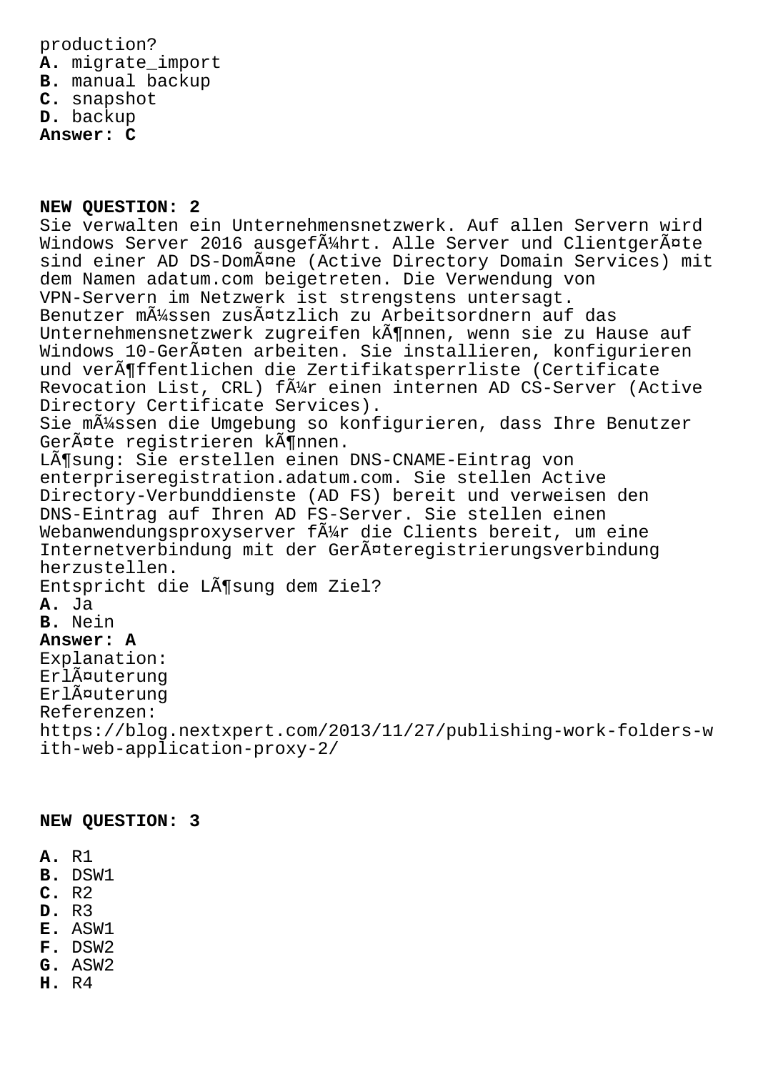production?
**A.** migrate_import
**B.** manual backup
**C.** snapshot
**D.** backup
**Answer: C**

**NEW QUESTION: 2**
Sie verwalten ein Unternehmensnetzwerk. Auf allen Servern wird Windows Server 2016 ausgeführt. Alle Server und Clientgeräte sind einer AD DS-Domäne (Active Directory Domain Services) mit dem Namen adatum.com beigetreten. Die Verwendung von VPN-Servern im Netzwerk ist strengstens untersagt.
Benutzer müssen zusätzlich zu Arbeitsordnern auf das Unternehmensnetzwerk zugreifen können, wenn sie zu Hause auf Windows 10-Geräten arbeiten. Sie installieren, konfigurieren und veröffentlichen die Zertifikatsperrliste (Certificate Revocation List, CRL) für einen internen AD CS-Server (Active Directory Certificate Services).
Sie müssen die Umgebung so konfigurieren, dass Ihre Benutzer Geräte registrieren können.
Lösung: Sie erstellen einen DNS-CNAME-Eintrag von enterpriseregistration.adatum.com. Sie stellen Active Directory-Verbunddienste (AD FS) bereit und verweisen den DNS-Eintrag auf Ihren AD FS-Server. Sie stellen einen Webanwendungsproxyserver für die Clients bereit, um eine Internetverbindung mit der Geräteregistrierungsverbindung herzustellen.
Entspricht die Lösung dem Ziel?
**A.** Ja
**B.** Nein
**Answer: A**
Explanation:
Erläuterung
Erläuterung
Referenzen:
https://blog.nextxpert.com/2013/11/27/publishing-work-folders-with-web-application-proxy-2/

**NEW QUESTION: 3**

**A.** R1
**B.** DSW1
**C.** R2
**D.** R3
**E.** ASW1
**F.** DSW2
**G.** ASW2
**H.** R4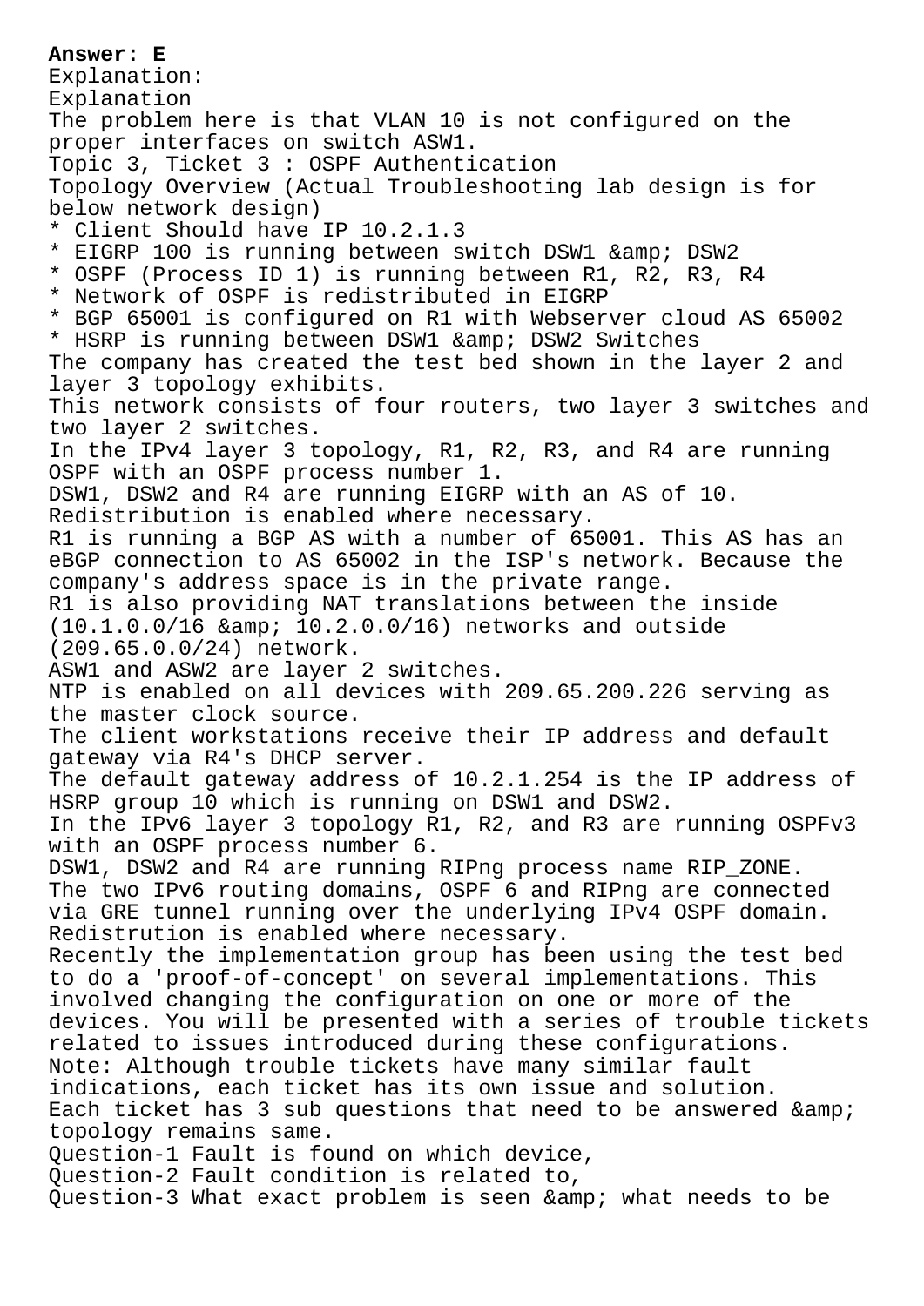**Answer: E**

Explanation:

Explanation

The problem here is that VLAN 10 is not configured on the proper interfaces on switch ASW1.

Topic 3, Ticket 3 : OSPF Authentication

Topology Overview (Actual Troubleshooting lab design is for below network design)

* Client Should have IP 10.2.1.3
* EIGRP 100 is running between switch DSW1 &amp; DSW2
* OSPF (Process ID 1) is running between R1, R2, R3, R4
* Network of OSPF is redistributed in EIGRP
* BGP 65001 is configured on R1 with Webserver cloud AS 65002
* HSRP is running between DSW1 &amp; DSW2 Switches

The company has created the test bed shown in the layer 2 and layer 3 topology exhibits.

This network consists of four routers, two layer 3 switches and two layer 2 switches.

In the IPv4 layer 3 topology, R1, R2, R3, and R4 are running OSPF with an OSPF process number 1.

DSW1, DSW2 and R4 are running EIGRP with an AS of 10.

Redistribution is enabled where necessary.

R1 is running a BGP AS with a number of 65001. This AS has an eBGP connection to AS 65002 in the ISP's network. Because the company's address space is in the private range.

R1 is also providing NAT translations between the inside (10.1.0.0/16 &amp; 10.2.0.0/16) networks and outside (209.65.0.0/24) network.

ASW1 and ASW2 are layer 2 switches.

NTP is enabled on all devices with 209.65.200.226 serving as the master clock source.

The client workstations receive their IP address and default gateway via R4's DHCP server.

The default gateway address of 10.2.1.254 is the IP address of HSRP group 10 which is running on DSW1 and DSW2.

In the IPv6 layer 3 topology R1, R2, and R3 are running OSPFv3 with an OSPF process number 6.

DSW1, DSW2 and R4 are running RIPng process name RIP_ZONE.

The two IPv6 routing domains, OSPF 6 and RIPng are connected via GRE tunnel running over the underlying IPv4 OSPF domain.

Redistrution is enabled where necessary.

Recently the implementation group has been using the test bed to do a 'proof-of-concept' on several implementations. This involved changing the configuration on one or more of the devices. You will be presented with a series of trouble tickets related to issues introduced during these configurations.

Note: Although trouble tickets have many similar fault indications, each ticket has its own issue and solution.

Each ticket has 3 sub questions that need to be answered &amp; topology remains same.

Question-1 Fault is found on which device,

Question-2 Fault condition is related to,

Question-3 What exact problem is seen &amp; what needs to be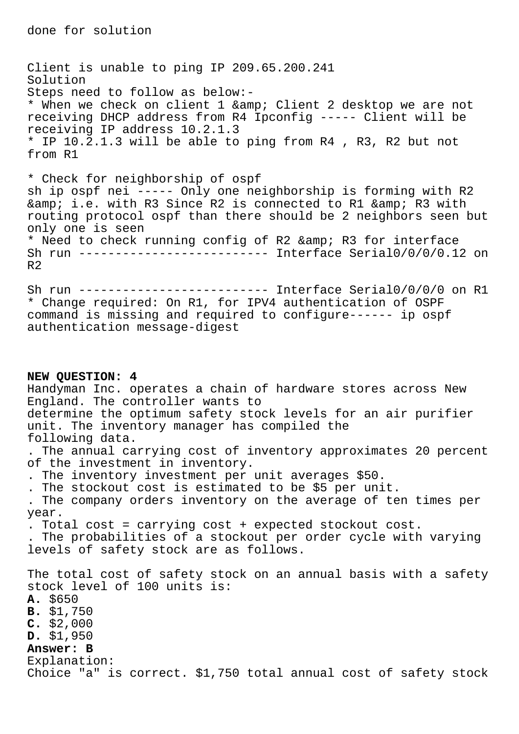done for solution

Client is unable to ping IP 209.65.200.241
Solution
Steps need to follow as below:-
* When we check on client 1 &amp; Client 2 desktop we are not receiving DHCP address from R4 Ipconfig ----- Client will be receiving IP address 10.2.1.3
* IP 10.2.1.3 will be able to ping from R4 , R3, R2 but not from R1

* Check for neighborship of ospf
sh ip ospf nei ----- Only one neighborship is forming with R2 &amp; i.e. with R3 Since R2 is connected to R1 &amp; R3 with routing protocol ospf than there should be 2 neighbors seen but only one is seen
* Need to check running config of R2 &amp; R3 for interface
Sh run -------------------------- Interface Serial0/0/0/0.12 on R2

Sh run -------------------------- Interface Serial0/0/0/0 on R1
* Change required: On R1, for IPV4 authentication of OSPF command is missing and required to configure------ ip ospf authentication message-digest

**NEW QUESTION: 4**
Handyman Inc. operates a chain of hardware stores across New England. The controller wants to
determine the optimum safety stock levels for an air purifier unit. The inventory manager has compiled the
following data.
. The annual carrying cost of inventory approximates 20 percent of the investment in inventory.
. The inventory investment per unit averages $50.
. The stockout cost is estimated to be $5 per unit.
. The company orders inventory on the average of ten times per year.
. Total cost = carrying cost + expected stockout cost.
. The probabilities of a stockout per order cycle with varying levels of safety stock are as follows.

The total cost of safety stock on an annual basis with a safety stock level of 100 units is:
**A.** $650
**B.** $1,750
**C.** $2,000
**D.** $1,950
**Answer: B**
Explanation:
Choice "a" is correct. $1,750 total annual cost of safety stock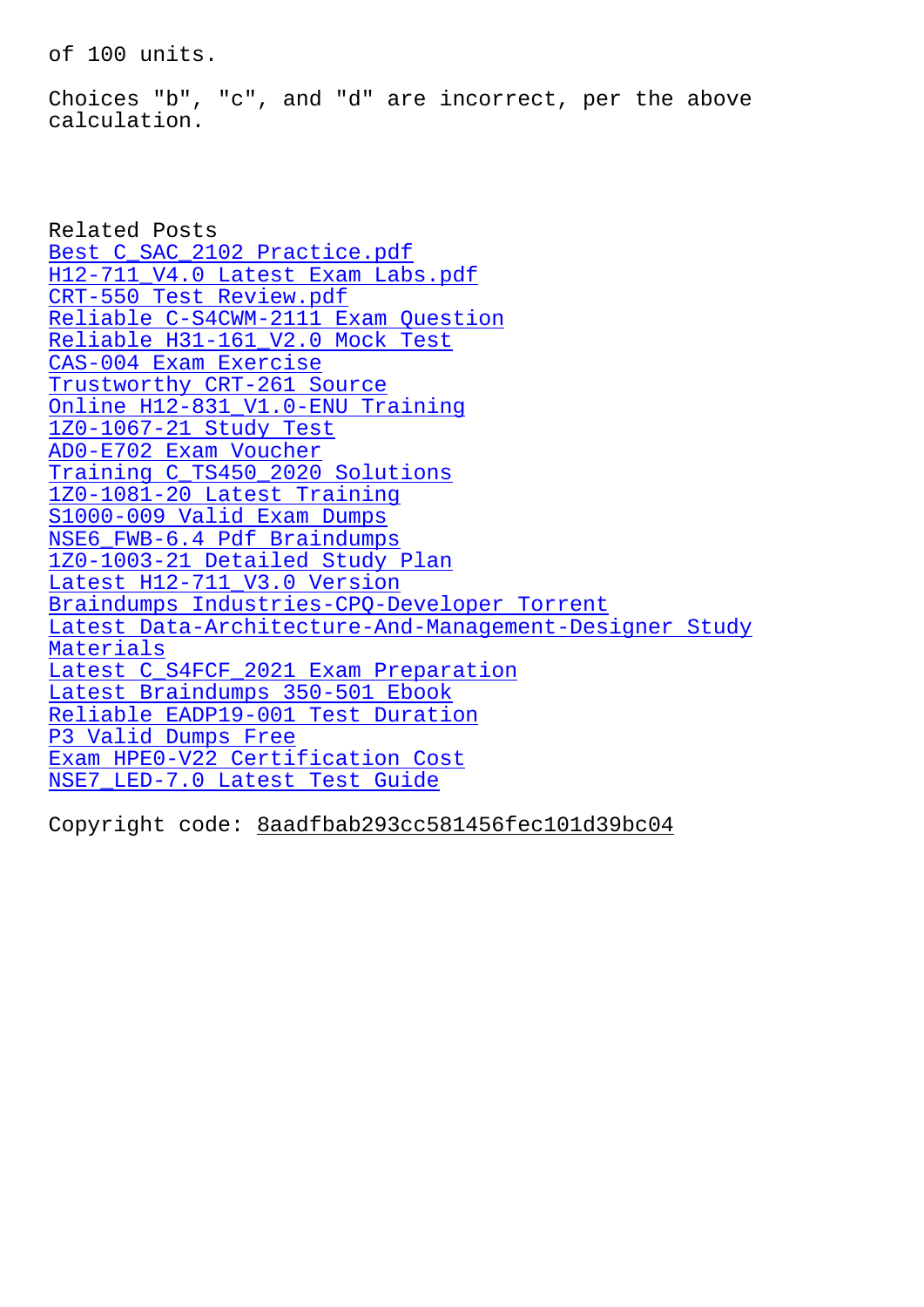of 100 units.

Choices "b", "c", and "d" are incorrect, per the above calculation.

Related Posts

Best C_SAC_2102 Practice.pdf
H12-711_V4.0 Latest Exam Labs.pdf
CRT-550 Test Review.pdf
Reliable C-S4CWM-2111 Exam Question
Reliable H31-161_V2.0 Mock Test
CAS-004 Exam Exercise
Trustworthy CRT-261 Source
Online H12-831_V1.0-ENU Training
1Z0-1067-21 Study Test
AD0-E702 Exam Voucher
Training C_TS450_2020 Solutions
1Z0-1081-20 Latest Training
S1000-009 Valid Exam Dumps
NSE6_FWB-6.4 Pdf Braindumps
1Z0-1003-21 Detailed Study Plan
Latest H12-711_V3.0 Version
Braindumps Industries-CPQ-Developer Torrent
Latest Data-Architecture-And-Management-Designer Study Materials
Latest C_S4FCF_2021 Exam Preparation
Latest Braindumps 350-501 Ebook
Reliable EADP19-001 Test Duration
P3 Valid Dumps Free
Exam HPE0-V22 Certification Cost
NSE7_LED-7.0 Latest Test Guide

Copyright code: 8aadfbab293cc581456fec101d39bc04